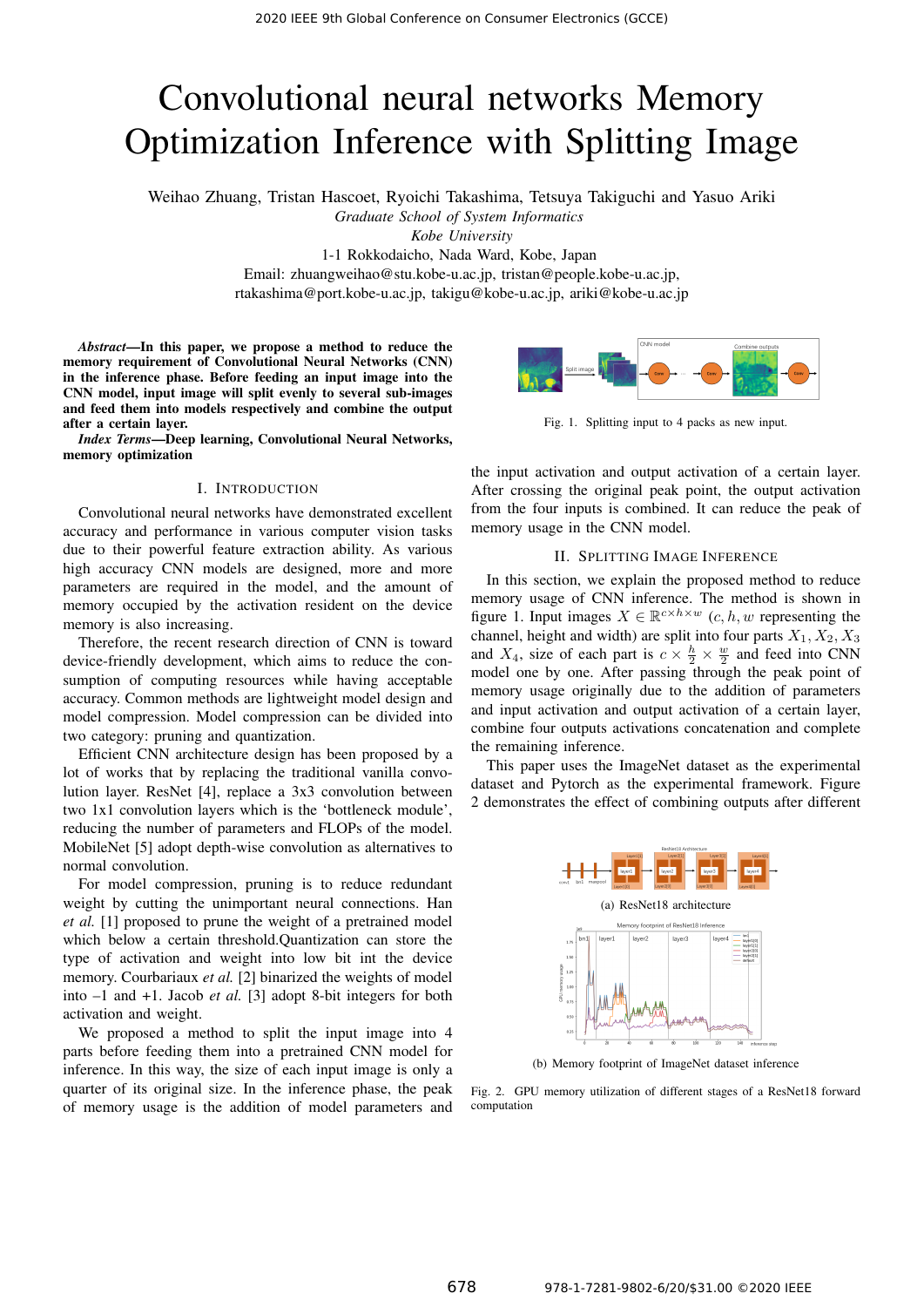# Convolutional neural networks Memory Optimization Inference with Splitting Image

Weihao Zhuang, Tristan Hascoet, Ryoichi Takashima, Tetsuya Takiguchi and Yasuo Ariki

*Graduate School of System Informatics*
*Kobe University*
1-1 Rokkodaicho, Nada Ward, Kobe, Japan
Email: zhuangweihao@stu.kobe-u.ac.jp, tristan@people.kobe-u.ac.jp,
rtakashima@port.kobe-u.ac.jp, takigu@kobe-u.ac.jp, ariki@kobe-u.ac.jp

***Abstract*—In this paper, we propose a method to reduce the memory requirement of Convolutional Neural Networks (CNN) in the inference phase. Before feeding an input image into the CNN model, input image will split evenly to several sub-images and feed them into models respectively and combine the output after a certain layer.**

***Index Terms*—Deep learning, Convolutional Neural Networks, memory optimization**

## I. Introduction

Convolutional neural networks have demonstrated excellent accuracy and performance in various computer vision tasks due to their powerful feature extraction ability. As various high accuracy CNN models are designed, more and more parameters are required in the model, and the amount of memory occupied by the activation resident on the device memory is also increasing.

Therefore, the recent research direction of CNN is toward device-friendly development, which aims to reduce the consumption of computing resources while having acceptable accuracy. Common methods are lightweight model design and model compression. Model compression can be divided into two category: pruning and quantization.

Efficient CNN architecture design has been proposed by a lot of works that by replacing the traditional vanilla convolution layer. ResNet [4], replace a 3x3 convolution between two 1x1 convolution layers which is the 'bottleneck module', reducing the number of parameters and FLOPs of the model. MobileNet [5] adopt depth-wise convolution as alternatives to normal convolution.

For model compression, pruning is to reduce redundant weight by cutting the unimportant neural connections. Han *et al.* [1] proposed to prune the weight of a pretrained model which below a certain threshold.Quantization can store the type of activation and weight into low bit int the device memory. Courbariaux *et al.* [2] binarized the weights of model into –1 and +1. Jacob *et al.* [3] adopt 8-bit integers for both activation and weight.

We proposed a method to split the input image into 4 parts before feeding them into a pretrained CNN model for inference. In this way, the size of each input image is only a quarter of its original size. In the inference phase, the peak of memory usage is the addition of model parameters and the input activation and output activation of a certain layer. After crossing the original peak point, the output activation from the four inputs is combined. It can reduce the peak of memory usage in the CNN model.

Fig. 1. Splitting input to 4 packs as new input.

## II. Splitting Image Inference

In this section, we explain the proposed method to reduce memory usage of CNN inference. The method is shown in figure 1. Input images $X \in \mathbb{R}^{c \times h \times w}$ $(c, h, w$ representing the channel, height and width) are split into four parts $X_1, X_2, X_3$ and $X_4$, size of each part is $c \times \frac{h}{2} \times \frac{w}{2}$ and feed into CNN model one by one. After passing through the peak point of memory usage originally due to the addition of parameters and input activation and output activation of a certain layer, combine four outputs activations concatenation and complete the remaining inference.

This paper uses the ImageNet dataset as the experimental dataset and Pytorch as the experimental framework. Figure 2 demonstrates the effect of combining outputs after different

(a) ResNet18 architecture

(b) Memory footprint of ImageNet dataset inference

Fig. 2. GPU memory utilization of different stages of a ResNet18 forward computation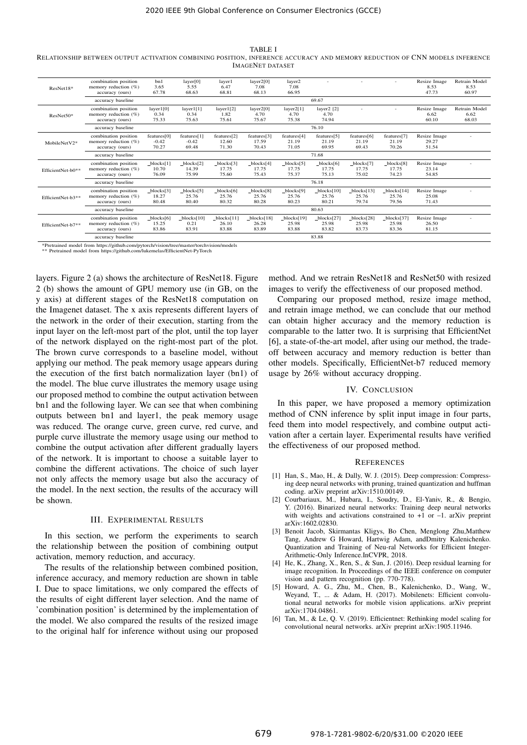TABLE I
RELATIONSHIP BETWEEN OUTPUT ACTIVATION COMBINING POSITION, INFERENCE ACCURACY AND MEMORY REDUCTION OF CNN MODELS INFERENCE IMAGENET DATASET

| | | | | | | | | | | | |
|---|---|---|---|---|---|---|---|---|---|---|---|
| ResNet18* | combination position | bn1 | layer[0] | layer1 | layer2[0] | layer2 | - | - | - | Resize Image | Retrain Model |
| | memory reduction (%) | 3.65 | 5.55 | 6.47 | 7.08 | 7.08 | | | | 8.53 | 8.53 |
| | accuracy (ours) | 67.78 | 68.63 | 68.81 | 68.13 | 66.95 | | | | 47.73 | 60.97 |
| | accuracy baseline | 69.67 | | | | | | | | | |
| ResNet50* | combination position | layer1[0] | layer1[1] | layer1[2] | layer2[0] | layer2[1] | layer2 [2] | - | - | Resize Image | Retrain Model |
| | memory reduction (%) | 0.34 | 0.34 | 1.82 | 4.70 | 4.70 | 4.70 | | | 6.62 | 6.62 |
| | accuracy (ours) | 75.33 | 75.63 | 75.61 | 75.67 | 75.38 | 74.94 | | | 60.10 | 68.03 |
| | accuracy baseline | 76.10 | | | | | | | | | |
| MobileNetV2* | combination position | features[0] | features[1] | features[2] | features[3] | features[4] | features[5] | features[6] | features[7] | Resize Image | - |
| | memory reduction (%) | -0.42 | -0.42 | 12.60 | 17.59 | 21.19 | 21.19 | 21.19 | 21.19 | 29.27 | |
| | accuracy (ours) | 70.27 | 69.48 | 71.30 | 70.43 | 71.05 | 69.95 | 69.43 | 70.26 | 51.54 | |
| | accuracy baseline | 71.68 | | | | | | | | | |
| EfficientNet-b0** | combination position | _blocks[1] | _blocks[2] | _blocks[3] | _blocks[4] | _blocks[5] | _blocks[6] | _blocks[7] | _blocks[8] | Resize Image | - |
| | memory reduction (%) | 10.70 | 14.39 | 17.75 | 17.75 | 17.75 | 17.75 | 17.75 | 17.75 | 23.14 | |
| | accuracy (ours) | 76.09 | 75.99 | 75.60 | 75.43 | 75.37 | 75.13 | 75.02 | 74.23 | 54.85 | |
| | accuracy baseline | 76.18 | | | | | | | | | |
| EfficientNet-b3** | combination position | _blocks[3] | _blocks[5] | _blocks[6] | _blocks[8] | _blocks[9] | _blocks[10] | _blocks[13] | _blocks[14] | Resize Image | - |
| | memory reduction (%) | 18.27 | 25.76 | 25.76 | 25.76 | 25.76 | 25.76 | 25.76 | 25.76 | 25.08 | |
| | accuracy (ours) | 80.48 | 80.40 | 80.32 | 80.28 | 80.23 | 80.21 | 79.74 | 79.56 | 71.43 | |
| | accuracy baseline | 80.63 | | | | | | | | | |
| EfficientNet-b7** | combination position | _blocks[6] | _blocks[10] | _blocks[11] | _blocks[18] | _blocks[19] | _blocks[27] | _blocks[28] | _blocks[37] | Resize Image | - |
| | memory reduction (%) | 15.25 | 0.21 | 26.10 | 26.28 | 25.98 | 25.98 | 25.98 | 25.98 | 26.50 | |
| | accuracy (ours) | 83.86 | 83.91 | 83.88 | 83.89 | 83.88 | 83.82 | 83.73 | 83.36 | 81.15 | |
| | accuracy baseline | 83.88 | | | | | | | | | |

*Pretrained model from https://github.com/pytorch/vision/tree/master/torchvision/models
** Pretrained model from https://github.com/lukemelas/EfficientNet-PyTorch

layers. Figure 2 (a) shows the architecture of ResNet18. Figure 2 (b) shows the amount of GPU memory use (in GB, on the y axis) at different stages of the ResNet18 computation on the Imagenet dataset. The x axis represents different layers of the network in the order of their execution, starting from the input layer on the left-most part of the plot, until the top layer of the network displayed on the right-most part of the plot. The brown curve corresponds to a baseline model, without applying our method. The peak memory usage appears during the execution of the first batch normalization layer (bn1) of the model. The blue curve illustrates the memory usage using our proposed method to combine the output activation between bn1 and the following layer. We can see that when combining outputs between bn1 and layer1, the peak memory usage was reduced. The orange curve, green curve, red curve, and purple curve illustrate the memory usage using our method to combine the output activation after different gradually layers of the network. It is important to choose a suitable layer to combine the different activations. The choice of such layer not only affects the memory usage but also the accuracy of the model. In the next section, the results of the accuracy will be shown.

## III. Experimental Results

In this section, we perform the experiments to search the relationship between the position of combining output activation, memory reduction, and accuracy.

The results of the relationship between combined position, inference accuracy, and memory reduction are shown in table I. Due to space limitations, we only compared the effects of the results of eight different layer selection. And the name of 'combination position' is determined by the implementation of the model. We also compared the results of the resized image to the original half for inference without using our proposed method. And we retrain ResNet18 and ResNet50 with resized images to verify the effectiveness of our proposed method.

Comparing our proposed method, resize image method, and retrain image method, we can conclude that our method can obtain higher accuracy and the memory reduction is comparable to the latter two. It is surprising that EfficientNet [6], a state-of-the-art model, after using our method, the trade-off between accuracy and memory reduction is better than other models. Specifically, EfficientNet-b7 reduced memory usage by 26% without accuracy dropping.

## IV. Conclusion

In this paper, we have proposed a memory optimization method of CNN inference by split input image in four parts, feed them into model respectively, and combine output activation after a certain layer. Experimental results have verified the effectiveness of our proposed method.

## References

[1] Han, S., Mao, H., & Dally, W. J. (2015). Deep compression: Compressing deep neural networks with pruning, trained quantization and huffman coding. arXiv preprint arXiv:1510.00149.

[2] Courbariaux, M., Hubara, I., Soudry, D., El-Yaniv, R., & Bengio, Y. (2016). Binarized neural networks: Training deep neural networks with weights and activations constrained to +1 or –1. arXiv preprint arXiv:1602.02830.

[3] Benoit Jacob, Skirmantas Kligys, Bo Chen, Menglong Zhu,Matthew Tang, Andrew G Howard, Hartwig Adam, andDmitry Kalenichenko. Quantization and Training of Neu-ral Networks for Efficient Integer-Arithmetic-Only Inference.InCVPR, 2018.

[4] He, K., Zhang, X., Ren, S., & Sun, J. (2016). Deep residual learning for image recognition. In Proceedings of the IEEE conference on computer vision and pattern recognition (pp. 770-778).

[5] Howard, A. G., Zhu, M., Chen, B., Kalenichenko, D., Wang, W., Weyand, T., ... & Adam, H. (2017). Mobilenets: Efficient convolutional neural networks for mobile vision applications. arXiv preprint arXiv:1704.04861.

[6] Tan, M., & Le, Q. V. (2019). Efficientnet: Rethinking model scaling for convolutional neural networks. arXiv preprint arXiv:1905.11946.